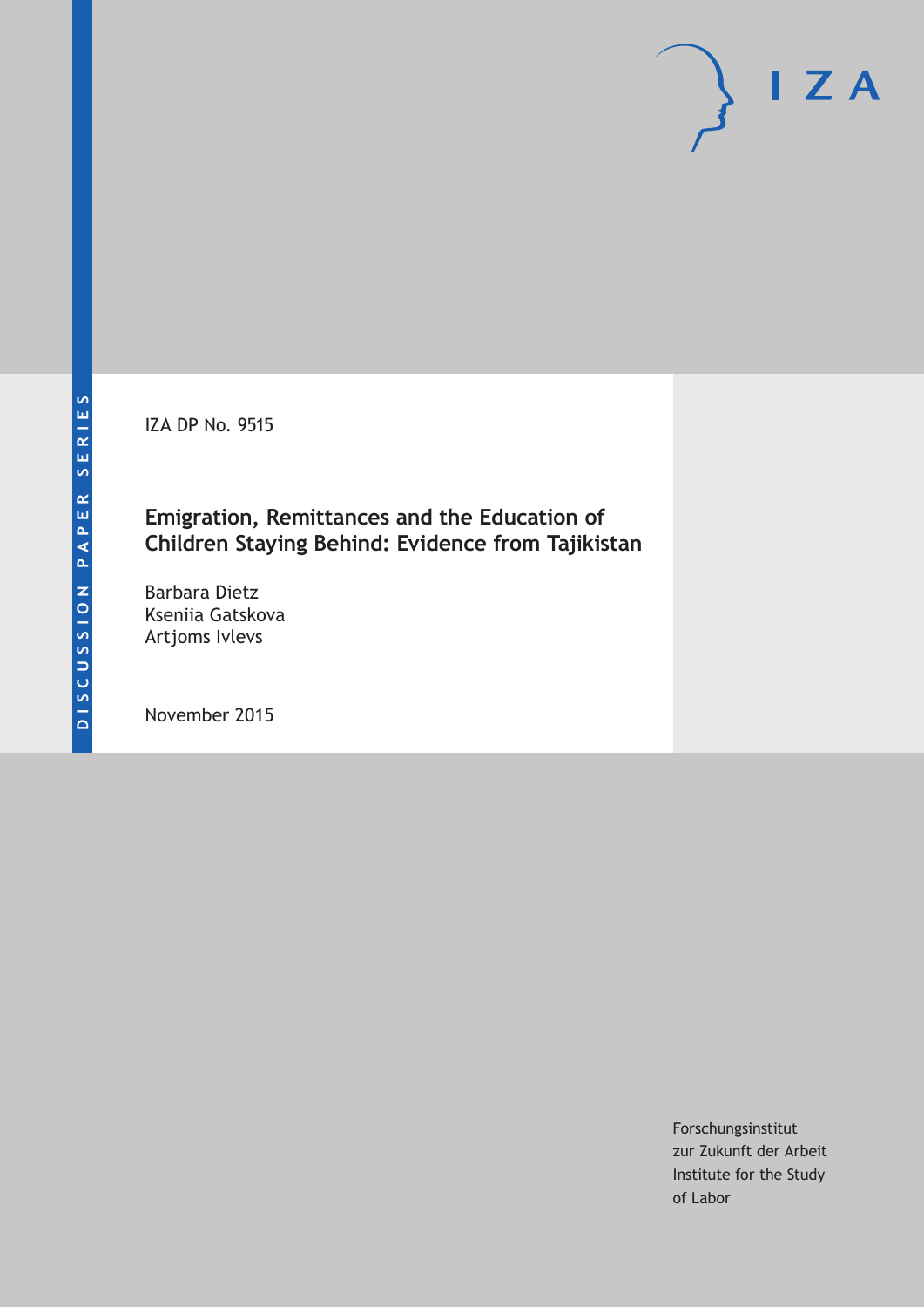DISCUSSION PAPER SERIES

IZA DP No. 9515

# Emigration, Remittances and the Education of Children Staying Behind: Evidence from Tajikistan

Barbara Dietz
Kseniia Gatskova
Artjoms Ivlevs

November 2015

Forschungsinstitut
zur Zukunft der Arbeit
Institute for the Study
of Labor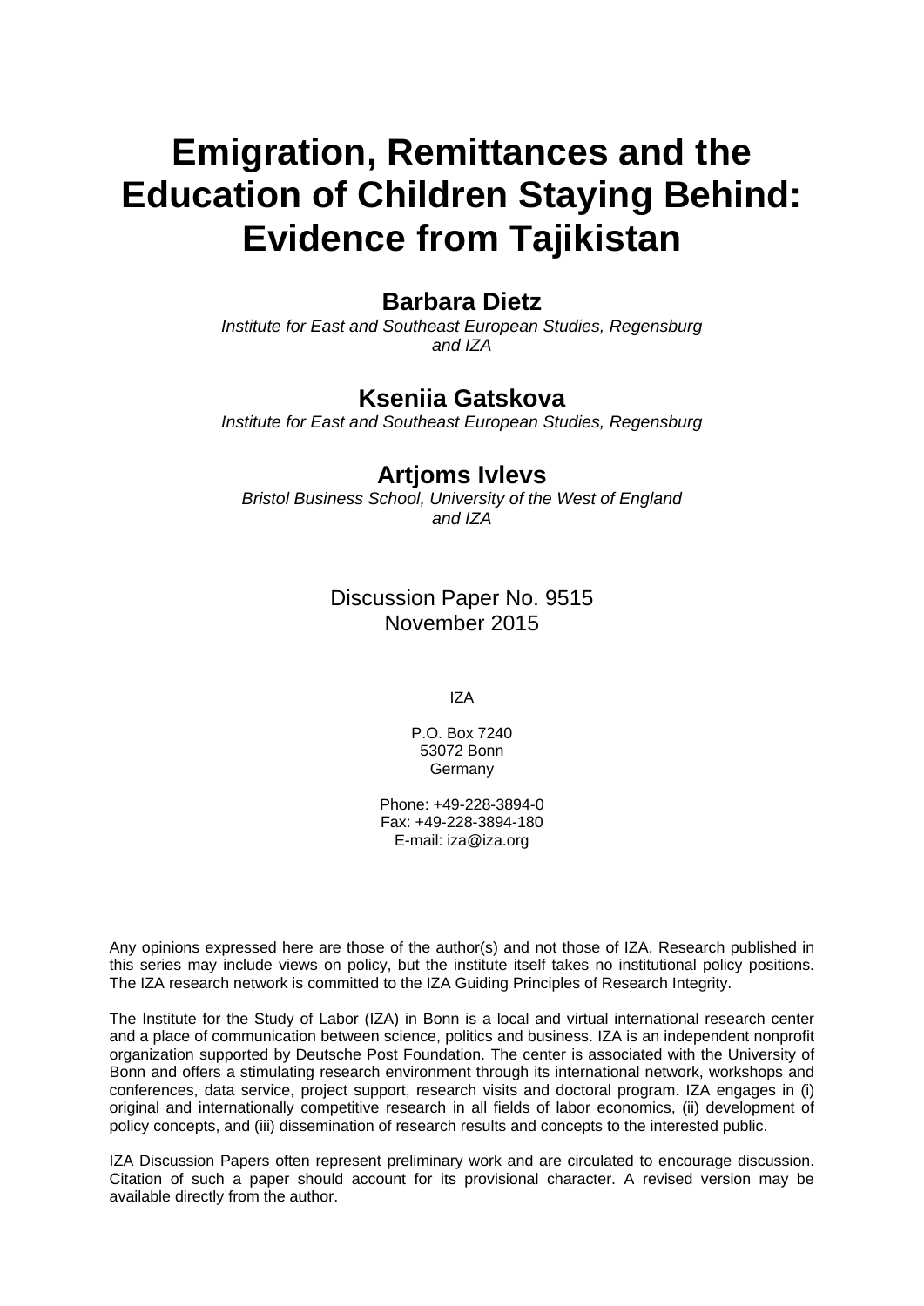# Emigration, Remittances and the Education of Children Staying Behind: Evidence from Tajikistan

**Barbara Dietz**
*Institute for East and Southeast European Studies, Regensburg and IZA*

**Kseniia Gatskova**
*Institute for East and Southeast European Studies, Regensburg*

**Artjoms Ivlevs**
*Bristol Business School, University of the West of England and IZA*

Discussion Paper No. 9515
November 2015

IZA

P.O. Box 7240
53072 Bonn
Germany

Phone: +49-228-3894-0
Fax: +49-228-3894-180
E-mail: iza@iza.org

Any opinions expressed here are those of the author(s) and not those of IZA. Research published in this series may include views on policy, but the institute itself takes no institutional policy positions. The IZA research network is committed to the IZA Guiding Principles of Research Integrity.

The Institute for the Study of Labor (IZA) in Bonn is a local and virtual international research center and a place of communication between science, politics and business. IZA is an independent nonprofit organization supported by Deutsche Post Foundation. The center is associated with the University of Bonn and offers a stimulating research environment through its international network, workshops and conferences, data service, project support, research visits and doctoral program. IZA engages in (i) original and internationally competitive research in all fields of labor economics, (ii) development of policy concepts, and (iii) dissemination of research results and concepts to the interested public.

IZA Discussion Papers often represent preliminary work and are circulated to encourage discussion. Citation of such a paper should account for its provisional character. A revised version may be available directly from the author.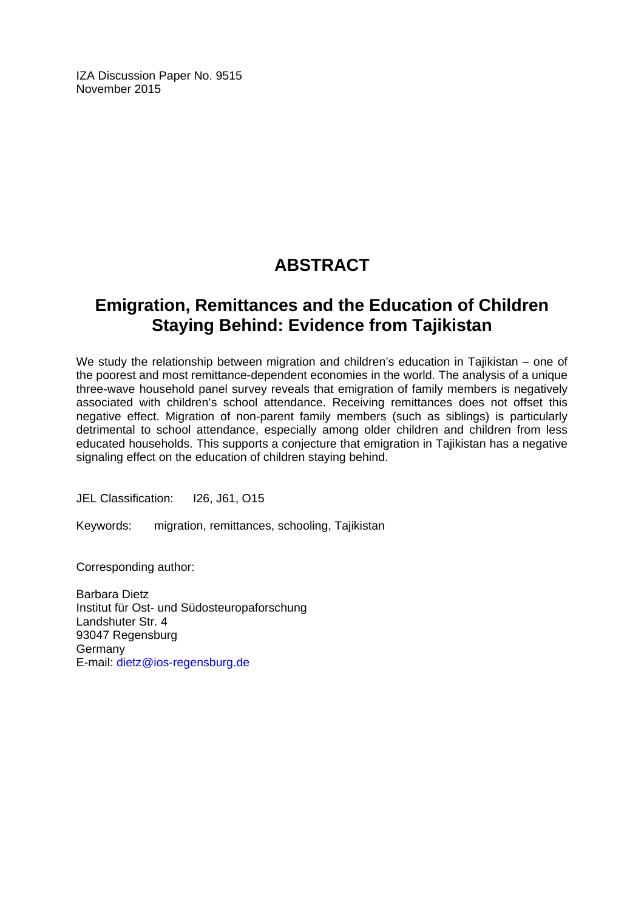IZA Discussion Paper No. 9515
November 2015

# ABSTRACT

## Emigration, Remittances and the Education of Children Staying Behind: Evidence from Tajikistan

We study the relationship between migration and children's education in Tajikistan – one of the poorest and most remittance-dependent economies in the world. The analysis of a unique three-wave household panel survey reveals that emigration of family members is negatively associated with children's school attendance. Receiving remittances does not offset this negative effect. Migration of non-parent family members (such as siblings) is particularly detrimental to school attendance, especially among older children and children from less educated households. This supports a conjecture that emigration in Tajikistan has a negative signaling effect on the education of children staying behind.

JEL Classification: I26, J61, O15

Keywords: migration, remittances, schooling, Tajikistan

Corresponding author:

Barbara Dietz
Institut für Ost- und Südosteuropaforschung
Landshuter Str. 4
93047 Regensburg
Germany
E-mail: dietz@ios-regensburg.de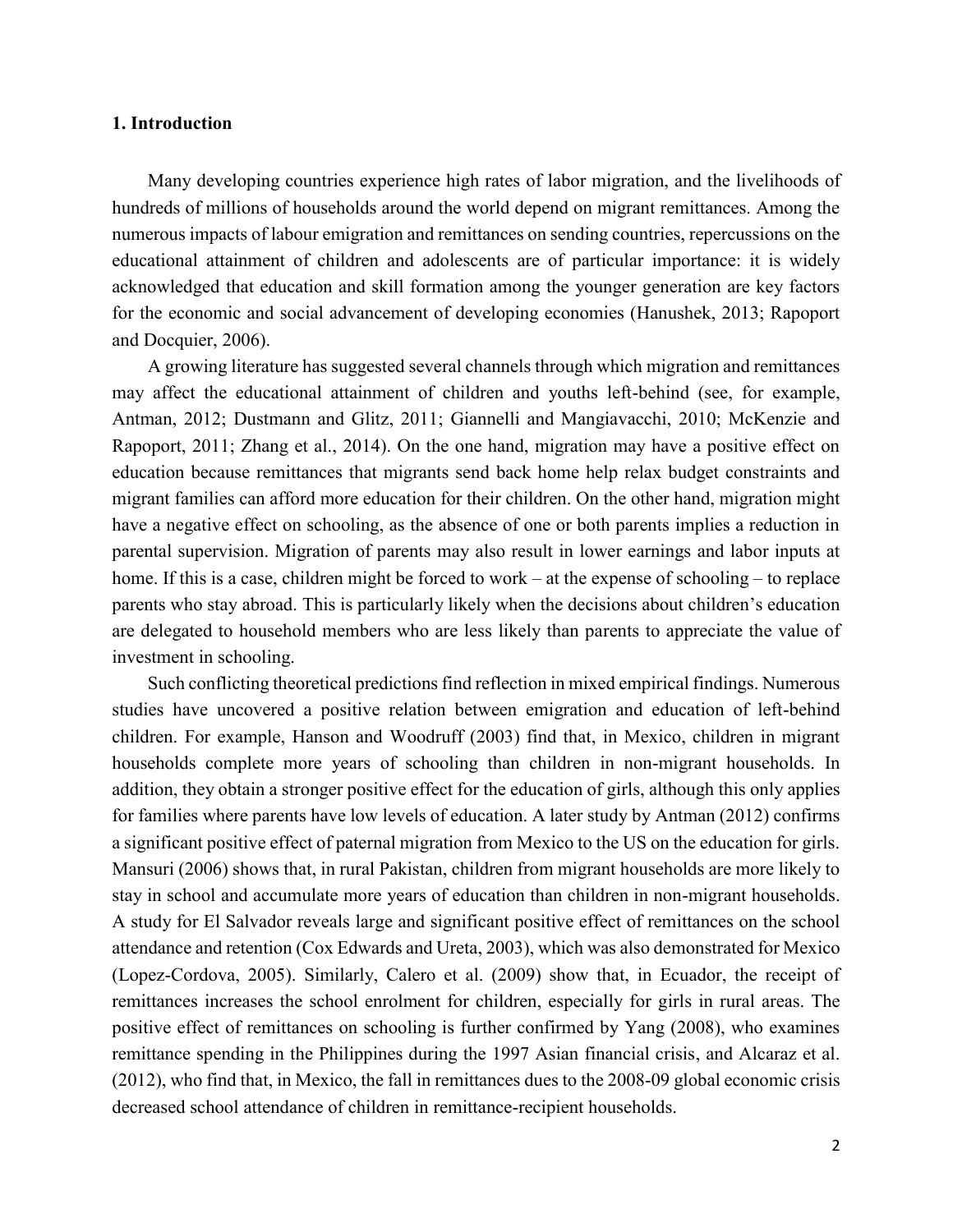## 1. Introduction

Many developing countries experience high rates of labor migration, and the livelihoods of hundreds of millions of households around the world depend on migrant remittances. Among the numerous impacts of labour emigration and remittances on sending countries, repercussions on the educational attainment of children and adolescents are of particular importance: it is widely acknowledged that education and skill formation among the younger generation are key factors for the economic and social advancement of developing economies (Hanushek, 2013; Rapoport and Docquier, 2006).

A growing literature has suggested several channels through which migration and remittances may affect the educational attainment of children and youths left-behind (see, for example, Antman, 2012; Dustmann and Glitz, 2011; Giannelli and Mangiavacchi, 2010; McKenzie and Rapoport, 2011; Zhang et al., 2014). On the one hand, migration may have a positive effect on education because remittances that migrants send back home help relax budget constraints and migrant families can afford more education for their children. On the other hand, migration might have a negative effect on schooling, as the absence of one or both parents implies a reduction in parental supervision. Migration of parents may also result in lower earnings and labor inputs at home. If this is a case, children might be forced to work – at the expense of schooling – to replace parents who stay abroad. This is particularly likely when the decisions about children's education are delegated to household members who are less likely than parents to appreciate the value of investment in schooling.

Such conflicting theoretical predictions find reflection in mixed empirical findings. Numerous studies have uncovered a positive relation between emigration and education of left-behind children. For example, Hanson and Woodruff (2003) find that, in Mexico, children in migrant households complete more years of schooling than children in non-migrant households. In addition, they obtain a stronger positive effect for the education of girls, although this only applies for families where parents have low levels of education. A later study by Antman (2012) confirms a significant positive effect of paternal migration from Mexico to the US on the education for girls. Mansuri (2006) shows that, in rural Pakistan, children from migrant households are more likely to stay in school and accumulate more years of education than children in non-migrant households. A study for El Salvador reveals large and significant positive effect of remittances on the school attendance and retention (Cox Edwards and Ureta, 2003), which was also demonstrated for Mexico (Lopez-Cordova, 2005). Similarly, Calero et al. (2009) show that, in Ecuador, the receipt of remittances increases the school enrolment for children, especially for girls in rural areas. The positive effect of remittances on schooling is further confirmed by Yang (2008), who examines remittance spending in the Philippines during the 1997 Asian financial crisis, and Alcaraz et al. (2012), who find that, in Mexico, the fall in remittances dues to the 2008-09 global economic crisis decreased school attendance of children in remittance-recipient households.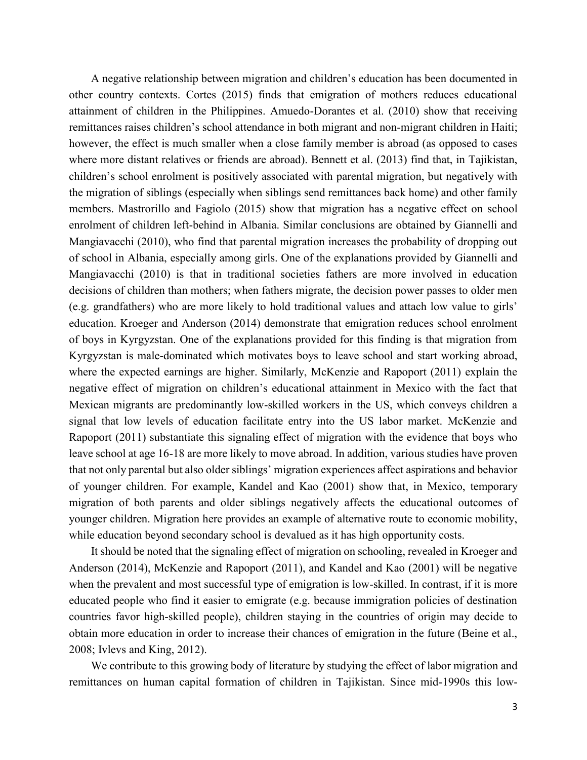A negative relationship between migration and children's education has been documented in other country contexts. Cortes (2015) finds that emigration of mothers reduces educational attainment of children in the Philippines. Amuedo-Dorantes et al. (2010) show that receiving remittances raises children's school attendance in both migrant and non-migrant children in Haiti; however, the effect is much smaller when a close family member is abroad (as opposed to cases where more distant relatives or friends are abroad). Bennett et al. (2013) find that, in Tajikistan, children's school enrolment is positively associated with parental migration, but negatively with the migration of siblings (especially when siblings send remittances back home) and other family members. Mastrorillo and Fagiolo (2015) show that migration has a negative effect on school enrolment of children left-behind in Albania. Similar conclusions are obtained by Giannelli and Mangiavacchi (2010), who find that parental migration increases the probability of dropping out of school in Albania, especially among girls. One of the explanations provided by Giannelli and Mangiavacchi (2010) is that in traditional societies fathers are more involved in education decisions of children than mothers; when fathers migrate, the decision power passes to older men (e.g. grandfathers) who are more likely to hold traditional values and attach low value to girls' education. Kroeger and Anderson (2014) demonstrate that emigration reduces school enrolment of boys in Kyrgyzstan. One of the explanations provided for this finding is that migration from Kyrgyzstan is male-dominated which motivates boys to leave school and start working abroad, where the expected earnings are higher. Similarly, McKenzie and Rapoport (2011) explain the negative effect of migration on children's educational attainment in Mexico with the fact that Mexican migrants are predominantly low-skilled workers in the US, which conveys children a signal that low levels of education facilitate entry into the US labor market. McKenzie and Rapoport (2011) substantiate this signaling effect of migration with the evidence that boys who leave school at age 16-18 are more likely to move abroad. In addition, various studies have proven that not only parental but also older siblings' migration experiences affect aspirations and behavior of younger children. For example, Kandel and Kao (2001) show that, in Mexico, temporary migration of both parents and older siblings negatively affects the educational outcomes of younger children. Migration here provides an example of alternative route to economic mobility, while education beyond secondary school is devalued as it has high opportunity costs.

It should be noted that the signaling effect of migration on schooling, revealed in Kroeger and Anderson (2014), McKenzie and Rapoport (2011), and Kandel and Kao (2001) will be negative when the prevalent and most successful type of emigration is low-skilled. In contrast, if it is more educated people who find it easier to emigrate (e.g. because immigration policies of destination countries favor high-skilled people), children staying in the countries of origin may decide to obtain more education in order to increase their chances of emigration in the future (Beine et al., 2008; Ivlevs and King, 2012).

We contribute to this growing body of literature by studying the effect of labor migration and remittances on human capital formation of children in Tajikistan. Since mid-1990s this low-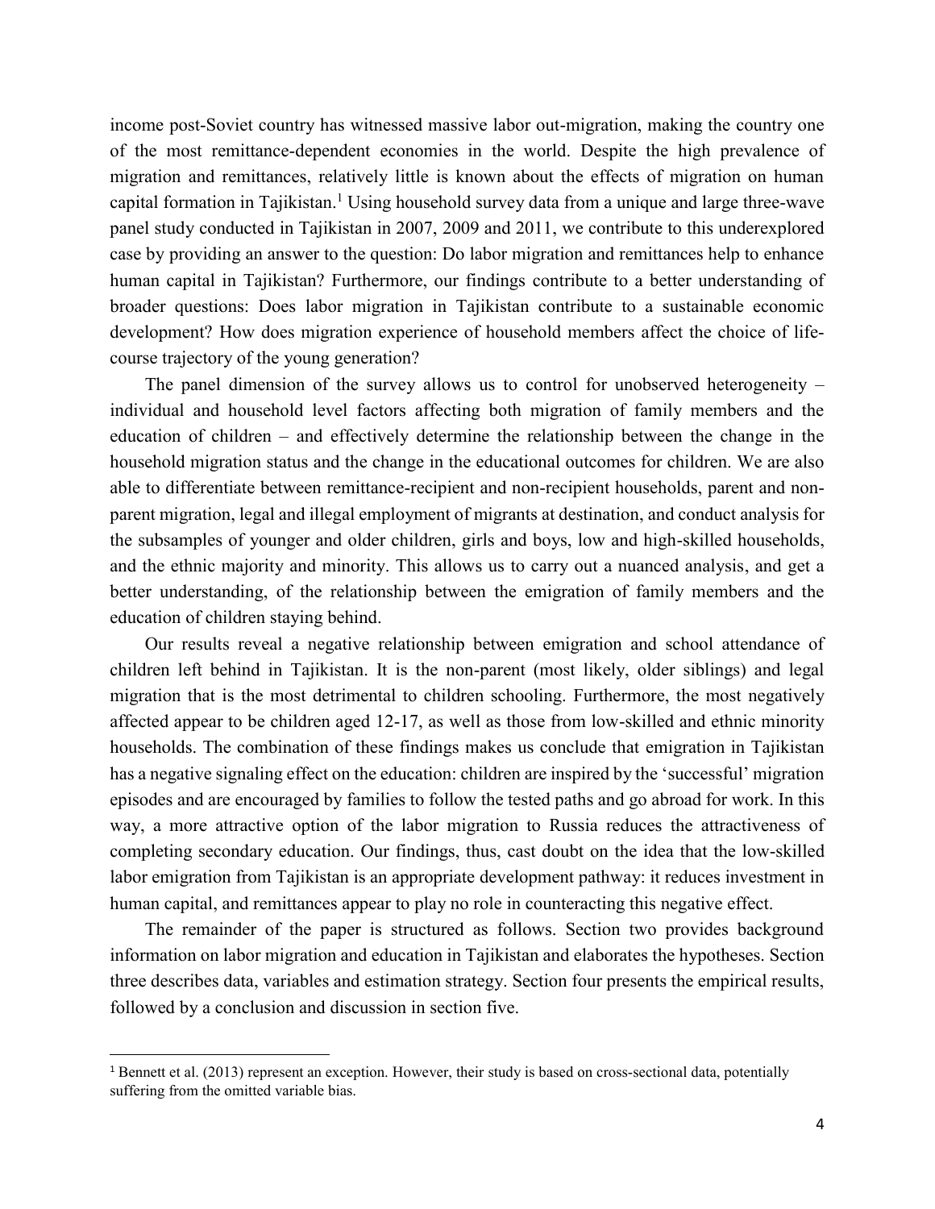income post-Soviet country has witnessed massive labor out-migration, making the country one of the most remittance-dependent economies in the world. Despite the high prevalence of migration and remittances, relatively little is known about the effects of migration on human capital formation in Tajikistan.[1] Using household survey data from a unique and large three-wave panel study conducted in Tajikistan in 2007, 2009 and 2011, we contribute to this underexplored case by providing an answer to the question: Do labor migration and remittances help to enhance human capital in Tajikistan? Furthermore, our findings contribute to a better understanding of broader questions: Does labor migration in Tajikistan contribute to a sustainable economic development? How does migration experience of household members affect the choice of life-course trajectory of the young generation?

The panel dimension of the survey allows us to control for unobserved heterogeneity – individual and household level factors affecting both migration of family members and the education of children – and effectively determine the relationship between the change in the household migration status and the change in the educational outcomes for children. We are also able to differentiate between remittance-recipient and non-recipient households, parent and non-parent migration, legal and illegal employment of migrants at destination, and conduct analysis for the subsamples of younger and older children, girls and boys, low and high-skilled households, and the ethnic majority and minority. This allows us to carry out a nuanced analysis, and get a better understanding, of the relationship between the emigration of family members and the education of children staying behind.

Our results reveal a negative relationship between emigration and school attendance of children left behind in Tajikistan. It is the non-parent (most likely, older siblings) and legal migration that is the most detrimental to children schooling. Furthermore, the most negatively affected appear to be children aged 12-17, as well as those from low-skilled and ethnic minority households. The combination of these findings makes us conclude that emigration in Tajikistan has a negative signaling effect on the education: children are inspired by the 'successful' migration episodes and are encouraged by families to follow the tested paths and go abroad for work. In this way, a more attractive option of the labor migration to Russia reduces the attractiveness of completing secondary education. Our findings, thus, cast doubt on the idea that the low-skilled labor emigration from Tajikistan is an appropriate development pathway: it reduces investment in human capital, and remittances appear to play no role in counteracting this negative effect.

The remainder of the paper is structured as follows. Section two provides background information on labor migration and education in Tajikistan and elaborates the hypotheses. Section three describes data, variables and estimation strategy. Section four presents the empirical results, followed by a conclusion and discussion in section five.

---

[1] Bennett et al. (2013) represent an exception. However, their study is based on cross-sectional data, potentially suffering from the omitted variable bias.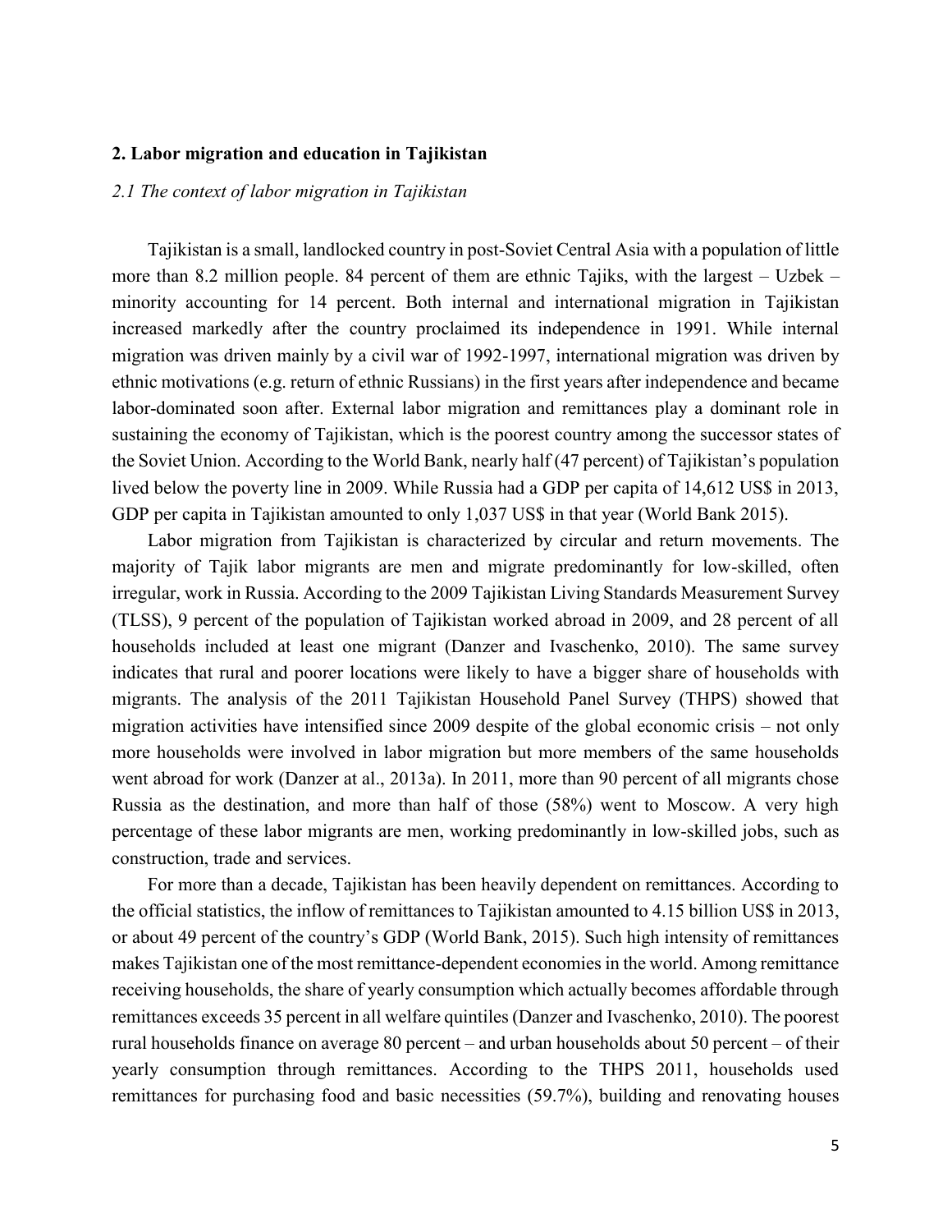## 2. Labor migration and education in Tajikistan

### *2.1 The context of labor migration in Tajikistan*

Tajikistan is a small, landlocked country in post-Soviet Central Asia with a population of little more than 8.2 million people. 84 percent of them are ethnic Tajiks, with the largest – Uzbek – minority accounting for 14 percent. Both internal and international migration in Tajikistan increased markedly after the country proclaimed its independence in 1991. While internal migration was driven mainly by a civil war of 1992-1997, international migration was driven by ethnic motivations (e.g. return of ethnic Russians) in the first years after independence and became labor-dominated soon after. External labor migration and remittances play a dominant role in sustaining the economy of Tajikistan, which is the poorest country among the successor states of the Soviet Union. According to the World Bank, nearly half (47 percent) of Tajikistan's population lived below the poverty line in 2009. While Russia had a GDP per capita of 14,612 US$ in 2013, GDP per capita in Tajikistan amounted to only 1,037 US$ in that year (World Bank 2015).

Labor migration from Tajikistan is characterized by circular and return movements. The majority of Tajik labor migrants are men and migrate predominantly for low-skilled, often irregular, work in Russia. According to the 2009 Tajikistan Living Standards Measurement Survey (TLSS), 9 percent of the population of Tajikistan worked abroad in 2009, and 28 percent of all households included at least one migrant (Danzer and Ivaschenko, 2010). The same survey indicates that rural and poorer locations were likely to have a bigger share of households with migrants. The analysis of the 2011 Tajikistan Household Panel Survey (THPS) showed that migration activities have intensified since 2009 despite of the global economic crisis – not only more households were involved in labor migration but more members of the same households went abroad for work (Danzer at al., 2013a). In 2011, more than 90 percent of all migrants chose Russia as the destination, and more than half of those (58%) went to Moscow. A very high percentage of these labor migrants are men, working predominantly in low-skilled jobs, such as construction, trade and services.

For more than a decade, Tajikistan has been heavily dependent on remittances. According to the official statistics, the inflow of remittances to Tajikistan amounted to 4.15 billion US$ in 2013, or about 49 percent of the country's GDP (World Bank, 2015). Such high intensity of remittances makes Tajikistan one of the most remittance-dependent economies in the world. Among remittance receiving households, the share of yearly consumption which actually becomes affordable through remittances exceeds 35 percent in all welfare quintiles (Danzer and Ivaschenko, 2010). The poorest rural households finance on average 80 percent – and urban households about 50 percent – of their yearly consumption through remittances. According to the THPS 2011, households used remittances for purchasing food and basic necessities (59.7%), building and renovating houses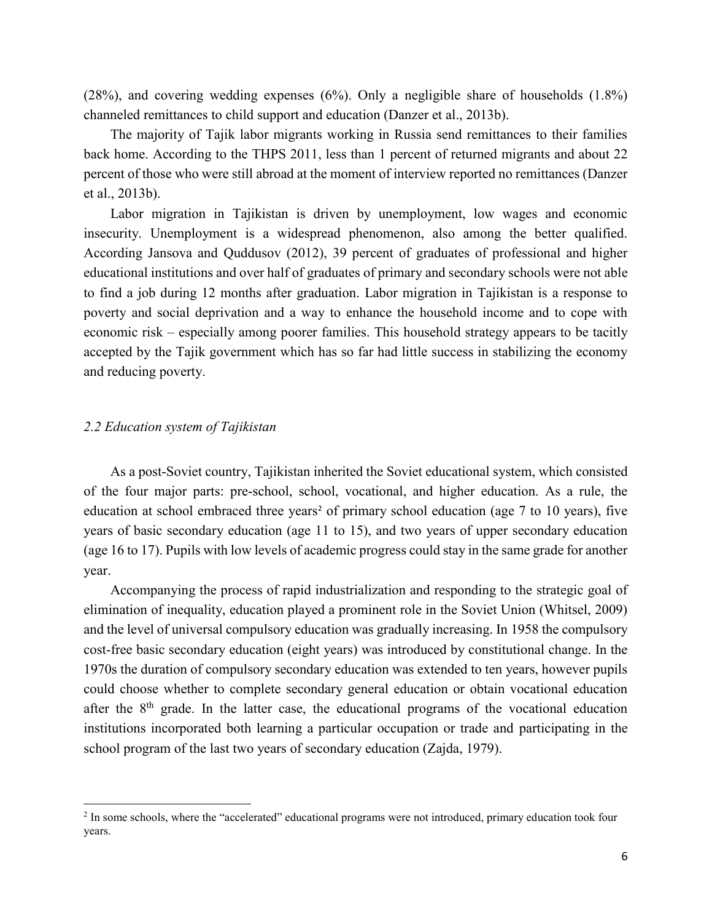(28%), and covering wedding expenses (6%). Only a negligible share of households (1.8%) channeled remittances to child support and education (Danzer et al., 2013b).

The majority of Tajik labor migrants working in Russia send remittances to their families back home. According to the THPS 2011, less than 1 percent of returned migrants and about 22 percent of those who were still abroad at the moment of interview reported no remittances (Danzer et al., 2013b).

Labor migration in Tajikistan is driven by unemployment, low wages and economic insecurity. Unemployment is a widespread phenomenon, also among the better qualified. According Jansova and Quddusov (2012), 39 percent of graduates of professional and higher educational institutions and over half of graduates of primary and secondary schools were not able to find a job during 12 months after graduation. Labor migration in Tajikistan is a response to poverty and social deprivation and a way to enhance the household income and to cope with economic risk – especially among poorer families. This household strategy appears to be tacitly accepted by the Tajik government which has so far had little success in stabilizing the economy and reducing poverty.

### *2.2 Education system of Tajikistan*

As a post-Soviet country, Tajikistan inherited the Soviet educational system, which consisted of the four major parts: pre-school, school, vocational, and higher education. As a rule, the education at school embraced three years[2] of primary school education (age 7 to 10 years), five years of basic secondary education (age 11 to 15), and two years of upper secondary education (age 16 to 17). Pupils with low levels of academic progress could stay in the same grade for another year.

Accompanying the process of rapid industrialization and responding to the strategic goal of elimination of inequality, education played a prominent role in the Soviet Union (Whitsel, 2009) and the level of universal compulsory education was gradually increasing. In 1958 the compulsory cost-free basic secondary education (eight years) was introduced by constitutional change. In the 1970s the duration of compulsory secondary education was extended to ten years, however pupils could choose whether to complete secondary general education or obtain vocational education after the 8th grade. In the latter case, the educational programs of the vocational education institutions incorporated both learning a particular occupation or trade and participating in the school program of the last two years of secondary education (Zajda, 1979).

---

[2] In some schools, where the "accelerated" educational programs were not introduced, primary education took four years.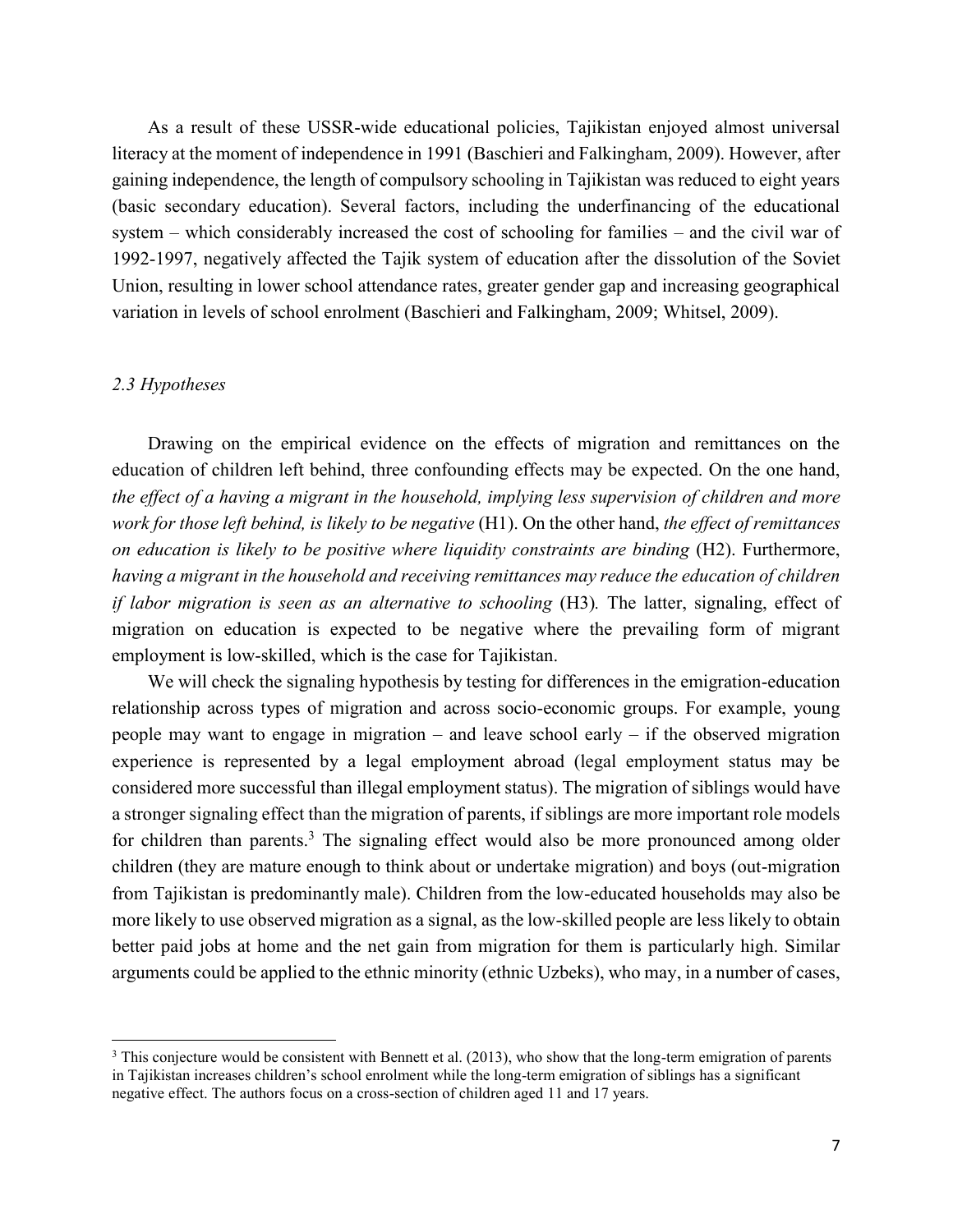As a result of these USSR-wide educational policies, Tajikistan enjoyed almost universal literacy at the moment of independence in 1991 (Baschieri and Falkingham, 2009). However, after gaining independence, the length of compulsory schooling in Tajikistan was reduced to eight years (basic secondary education). Several factors, including the underfinancing of the educational system – which considerably increased the cost of schooling for families – and the civil war of 1992-1997, negatively affected the Tajik system of education after the dissolution of the Soviet Union, resulting in lower school attendance rates, greater gender gap and increasing geographical variation in levels of school enrolment (Baschieri and Falkingham, 2009; Whitsel, 2009).

### *2.3 Hypotheses*

Drawing on the empirical evidence on the effects of migration and remittances on the education of children left behind, three confounding effects may be expected. On the one hand, *the effect of a having a migrant in the household, implying less supervision of children and more work for those left behind, is likely to be negative* (H1). On the other hand, *the effect of remittances on education is likely to be positive where liquidity constraints are binding* (H2). Furthermore, *having a migrant in the household and receiving remittances may reduce the education of children if labor migration is seen as an alternative to schooling* (H3)*.* The latter, signaling, effect of migration on education is expected to be negative where the prevailing form of migrant employment is low-skilled, which is the case for Tajikistan.

We will check the signaling hypothesis by testing for differences in the emigration-education relationship across types of migration and across socio-economic groups. For example, young people may want to engage in migration – and leave school early – if the observed migration experience is represented by a legal employment abroad (legal employment status may be considered more successful than illegal employment status). The migration of siblings would have a stronger signaling effect than the migration of parents, if siblings are more important role models for children than parents.[3] The signaling effect would also be more pronounced among older children (they are mature enough to think about or undertake migration) and boys (out-migration from Tajikistan is predominantly male). Children from the low-educated households may also be more likely to use observed migration as a signal, as the low-skilled people are less likely to obtain better paid jobs at home and the net gain from migration for them is particularly high. Similar arguments could be applied to the ethnic minority (ethnic Uzbeks), who may, in a number of cases,

[3] This conjecture would be consistent with Bennett et al. (2013), who show that the long-term emigration of parents in Tajikistan increases children's school enrolment while the long-term emigration of siblings has a significant negative effect. The authors focus on a cross-section of children aged 11 and 17 years.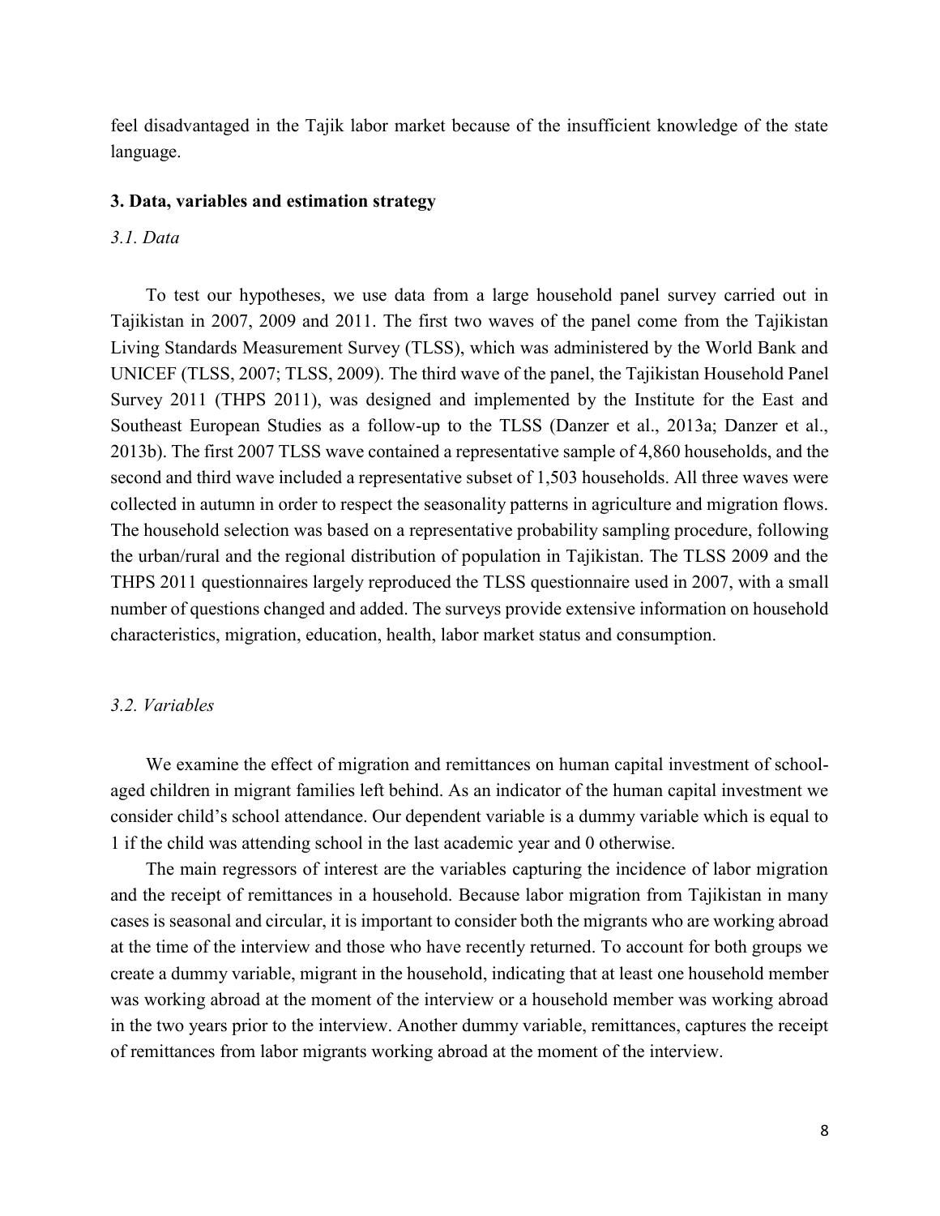feel disadvantaged in the Tajik labor market because of the insufficient knowledge of the state language.

## 3. Data, variables and estimation strategy

### *3.1. Data*

To test our hypotheses, we use data from a large household panel survey carried out in Tajikistan in 2007, 2009 and 2011. The first two waves of the panel come from the Tajikistan Living Standards Measurement Survey (TLSS), which was administered by the World Bank and UNICEF (TLSS, 2007; TLSS, 2009). The third wave of the panel, the Tajikistan Household Panel Survey 2011 (THPS 2011), was designed and implemented by the Institute for the East and Southeast European Studies as a follow-up to the TLSS (Danzer et al., 2013a; Danzer et al., 2013b). The first 2007 TLSS wave contained a representative sample of 4,860 households, and the second and third wave included a representative subset of 1,503 households. All three waves were collected in autumn in order to respect the seasonality patterns in agriculture and migration flows. The household selection was based on a representative probability sampling procedure, following the urban/rural and the regional distribution of population in Tajikistan. The TLSS 2009 and the THPS 2011 questionnaires largely reproduced the TLSS questionnaire used in 2007, with a small number of questions changed and added. The surveys provide extensive information on household characteristics, migration, education, health, labor market status and consumption.

### *3.2. Variables*

We examine the effect of migration and remittances on human capital investment of school-aged children in migrant families left behind. As an indicator of the human capital investment we consider child's school attendance. Our dependent variable is a dummy variable which is equal to 1 if the child was attending school in the last academic year and 0 otherwise.

The main regressors of interest are the variables capturing the incidence of labor migration and the receipt of remittances in a household. Because labor migration from Tajikistan in many cases is seasonal and circular, it is important to consider both the migrants who are working abroad at the time of the interview and those who have recently returned. To account for both groups we create a dummy variable, migrant in the household, indicating that at least one household member was working abroad at the moment of the interview or a household member was working abroad in the two years prior to the interview. Another dummy variable, remittances, captures the receipt of remittances from labor migrants working abroad at the moment of the interview.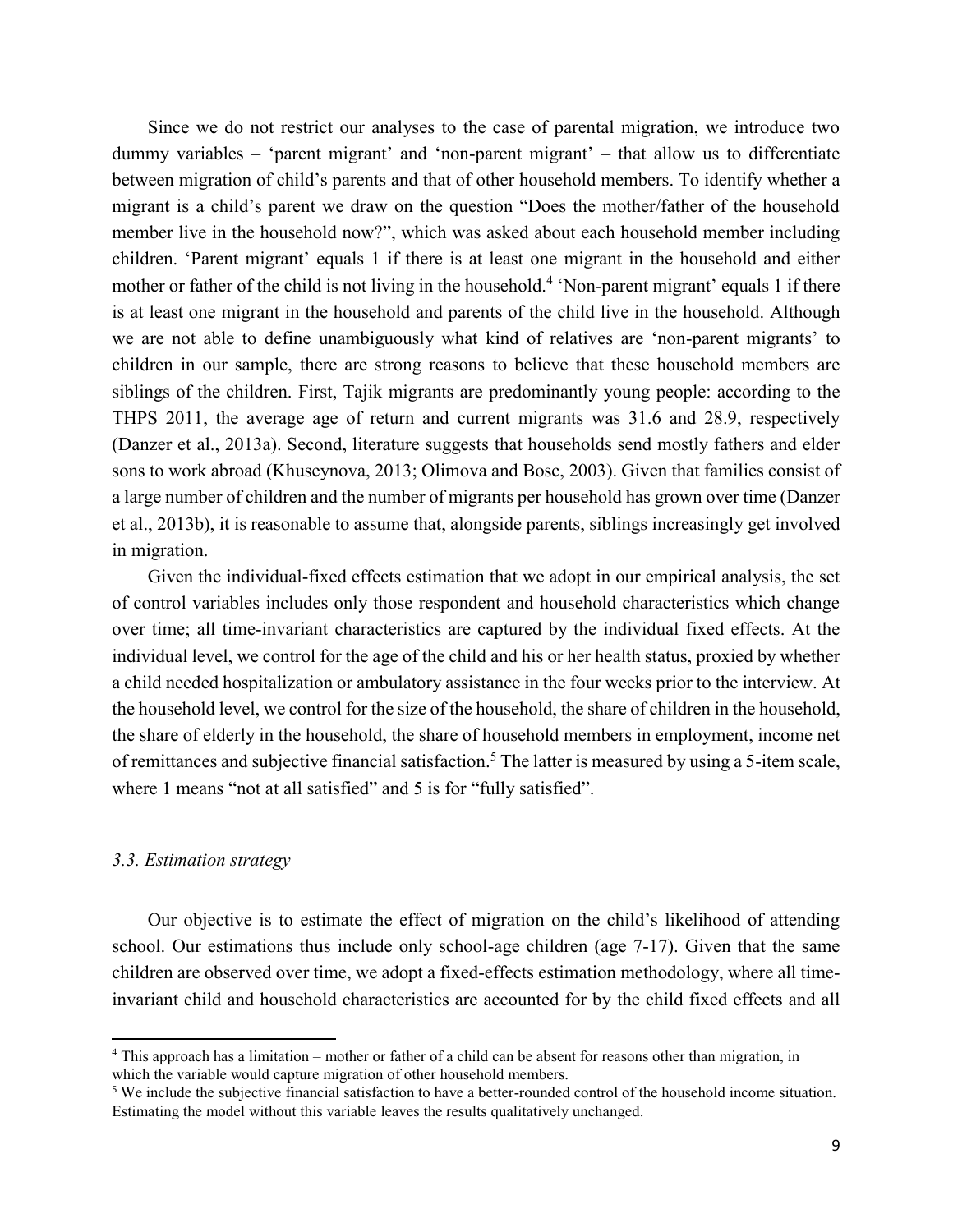Since we do not restrict our analyses to the case of parental migration, we introduce two dummy variables – 'parent migrant' and 'non-parent migrant' – that allow us to differentiate between migration of child's parents and that of other household members. To identify whether a migrant is a child's parent we draw on the question "Does the mother/father of the household member live in the household now?", which was asked about each household member including children. 'Parent migrant' equals 1 if there is at least one migrant in the household and either mother or father of the child is not living in the household.[4] 'Non-parent migrant' equals 1 if there is at least one migrant in the household and parents of the child live in the household. Although we are not able to define unambiguously what kind of relatives are 'non-parent migrants' to children in our sample, there are strong reasons to believe that these household members are siblings of the children. First, Tajik migrants are predominantly young people: according to the THPS 2011, the average age of return and current migrants was 31.6 and 28.9, respectively (Danzer et al., 2013a). Second, literature suggests that households send mostly fathers and elder sons to work abroad (Khuseynova, 2013; Olimova and Bosc, 2003). Given that families consist of a large number of children and the number of migrants per household has grown over time (Danzer et al., 2013b), it is reasonable to assume that, alongside parents, siblings increasingly get involved in migration.

Given the individual-fixed effects estimation that we adopt in our empirical analysis, the set of control variables includes only those respondent and household characteristics which change over time; all time-invariant characteristics are captured by the individual fixed effects. At the individual level, we control for the age of the child and his or her health status, proxied by whether a child needed hospitalization or ambulatory assistance in the four weeks prior to the interview. At the household level, we control for the size of the household, the share of children in the household, the share of elderly in the household, the share of household members in employment, income net of remittances and subjective financial satisfaction.[5] The latter is measured by using a 5-item scale, where 1 means "not at all satisfied" and 5 is for "fully satisfied".

### *3.3. Estimation strategy*

Our objective is to estimate the effect of migration on the child's likelihood of attending school. Our estimations thus include only school-age children (age 7-17). Given that the same children are observed over time, we adopt a fixed-effects estimation methodology, where all time-invariant child and household characteristics are accounted for by the child fixed effects and all

---

[4] This approach has a limitation – mother or father of a child can be absent for reasons other than migration, in which the variable would capture migration of other household members.

[5] We include the subjective financial satisfaction to have a better-rounded control of the household income situation. Estimating the model without this variable leaves the results qualitatively unchanged.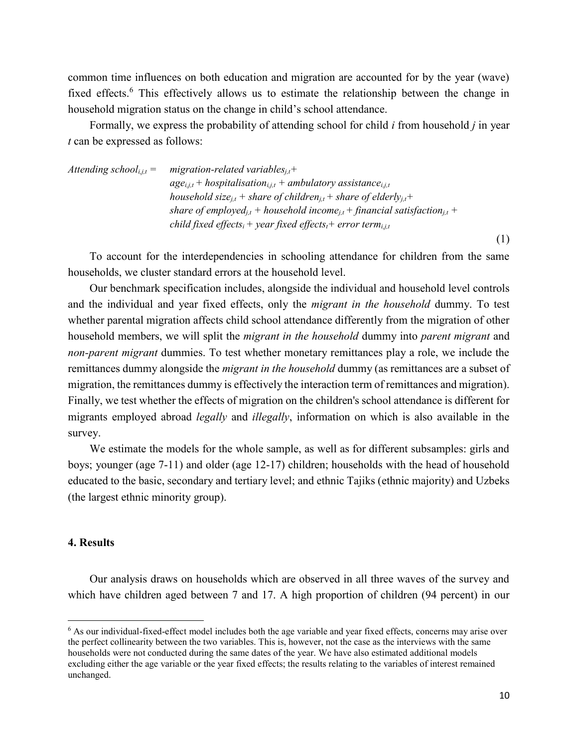common time influences on both education and migration are accounted for by the year (wave) fixed effects.[6] This effectively allows us to estimate the relationship between the change in household migration status on the change in child's school attendance.

Formally, we express the probability of attending school for child *i* from household *j* in year *t* can be expressed as follows:

$$\begin{aligned} \textit{Attending school}_{i,j,t} = \; & \textit{migration-related variables}_{j,t} + \\ & \textit{age}_{i,j,t} + \textit{hospitalisation}_{i,j,t} + \textit{ambulatory assistance}_{i,j,t} \\ & \textit{household size}_{j,t} + \textit{share of children}_{j,t} + \textit{share of elderly}_{j,t} + \\ & \textit{share of employed}_{j,t} + \textit{household income}_{j,t} + \textit{financial satisfaction}_{j,t} + \\ & \textit{child fixed effects}_{i} + \textit{year fixed effects}_{t} + \textit{error term}_{i,j,t} \end{aligned} \quad (1)$$

To account for the interdependencies in schooling attendance for children from the same households, we cluster standard errors at the household level.

Our benchmark specification includes, alongside the individual and household level controls and the individual and year fixed effects, only the *migrant in the household* dummy. To test whether parental migration affects child school attendance differently from the migration of other household members, we will split the *migrant in the household* dummy into *parent migrant* and *non-parent migrant* dummies. To test whether monetary remittances play a role, we include the remittances dummy alongside the *migrant in the household* dummy (as remittances are a subset of migration, the remittances dummy is effectively the interaction term of remittances and migration). Finally, we test whether the effects of migration on the children's school attendance is different for migrants employed abroad *legally* and *illegally*, information on which is also available in the survey.

We estimate the models for the whole sample, as well as for different subsamples: girls and boys; younger (age 7-11) and older (age 12-17) children; households with the head of household educated to the basic, secondary and tertiary level; and ethnic Tajiks (ethnic majority) and Uzbeks (the largest ethnic minority group).

## 4. Results

Our analysis draws on households which are observed in all three waves of the survey and which have children aged between 7 and 17. A high proportion of children (94 percent) in our

[6] As our individual-fixed-effect model includes both the age variable and year fixed effects, concerns may arise over the perfect collinearity between the two variables. This is, however, not the case as the interviews with the same households were not conducted during the same dates of the year. We have also estimated additional models excluding either the age variable or the year fixed effects; the results relating to the variables of interest remained unchanged.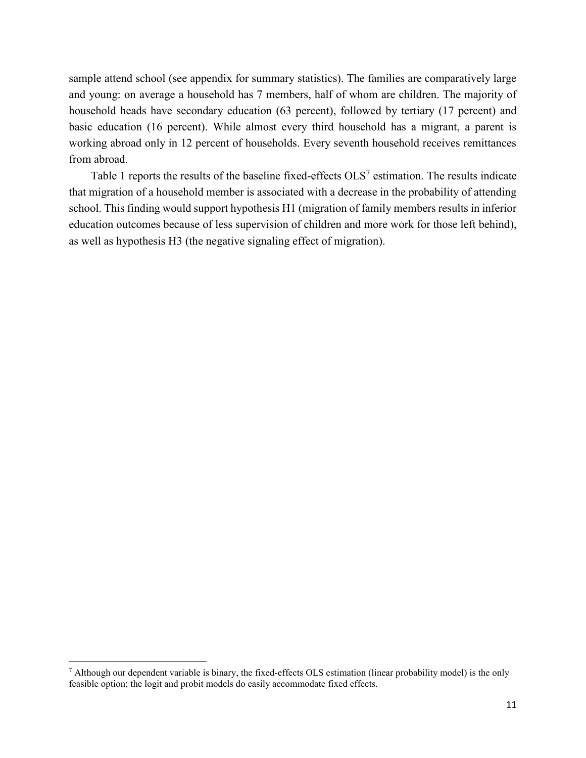sample attend school (see appendix for summary statistics). The families are comparatively large and young: on average a household has 7 members, half of whom are children. The majority of household heads have secondary education (63 percent), followed by tertiary (17 percent) and basic education (16 percent). While almost every third household has a migrant, a parent is working abroad only in 12 percent of households. Every seventh household receives remittances from abroad.

Table 1 reports the results of the baseline fixed-effects OLS[7] estimation. The results indicate that migration of a household member is associated with a decrease in the probability of attending school. This finding would support hypothesis H1 (migration of family members results in inferior education outcomes because of less supervision of children and more work for those left behind), as well as hypothesis H3 (the negative signaling effect of migration).

[7] Although our dependent variable is binary, the fixed-effects OLS estimation (linear probability model) is the only feasible option; the logit and probit models do easily accommodate fixed effects.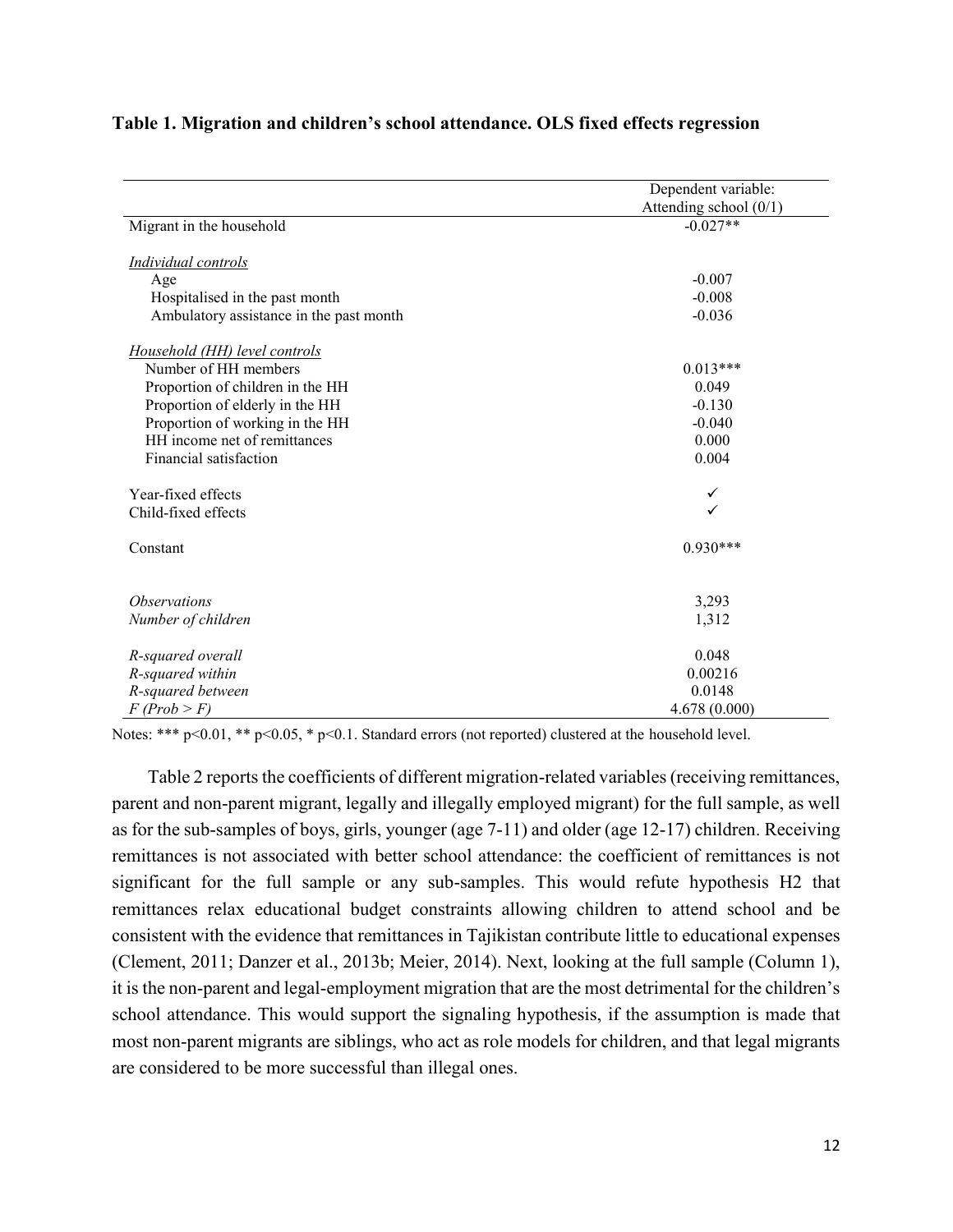**Table 1. Migration and children's school attendance. OLS fixed effects regression**

| | Dependent variable: Attending school (0/1) |
|---|---|
| Migrant in the household | -0.027** |
| *Individual controls* | |
| Age | -0.007 |
| Hospitalised in the past month | -0.008 |
| Ambulatory assistance in the past month | -0.036 |
| *Household (HH) level controls* | |
| Number of HH members | 0.013*** |
| Proportion of children in the HH | 0.049 |
| Proportion of elderly in the HH | -0.130 |
| Proportion of working in the HH | -0.040 |
| HH income net of remittances | 0.000 |
| Financial satisfaction | 0.004 |
| Year-fixed effects | ✓ |
| Child-fixed effects | ✓ |
| Constant | 0.930*** |
| *Observations* | 3,293 |
| *Number of children* | 1,312 |
| *R-squared overall* | 0.048 |
| *R-squared within* | 0.00216 |
| *R-squared between* | 0.0148 |
| *F (Prob > F)* | 4.678 (0.000) |

Notes: *** p<0.01, ** p<0.05, * p<0.1. Standard errors (not reported) clustered at the household level.

Table 2 reports the coefficients of different migration-related variables (receiving remittances, parent and non-parent migrant, legally and illegally employed migrant) for the full sample, as well as for the sub-samples of boys, girls, younger (age 7-11) and older (age 12-17) children. Receiving remittances is not associated with better school attendance: the coefficient of remittances is not significant for the full sample or any sub-samples. This would refute hypothesis H2 that remittances relax educational budget constraints allowing children to attend school and be consistent with the evidence that remittances in Tajikistan contribute little to educational expenses (Clement, 2011; Danzer et al., 2013b; Meier, 2014). Next, looking at the full sample (Column 1), it is the non-parent and legal-employment migration that are the most detrimental for the children's school attendance. This would support the signaling hypothesis, if the assumption is made that most non-parent migrants are siblings, who act as role models for children, and that legal migrants are considered to be more successful than illegal ones.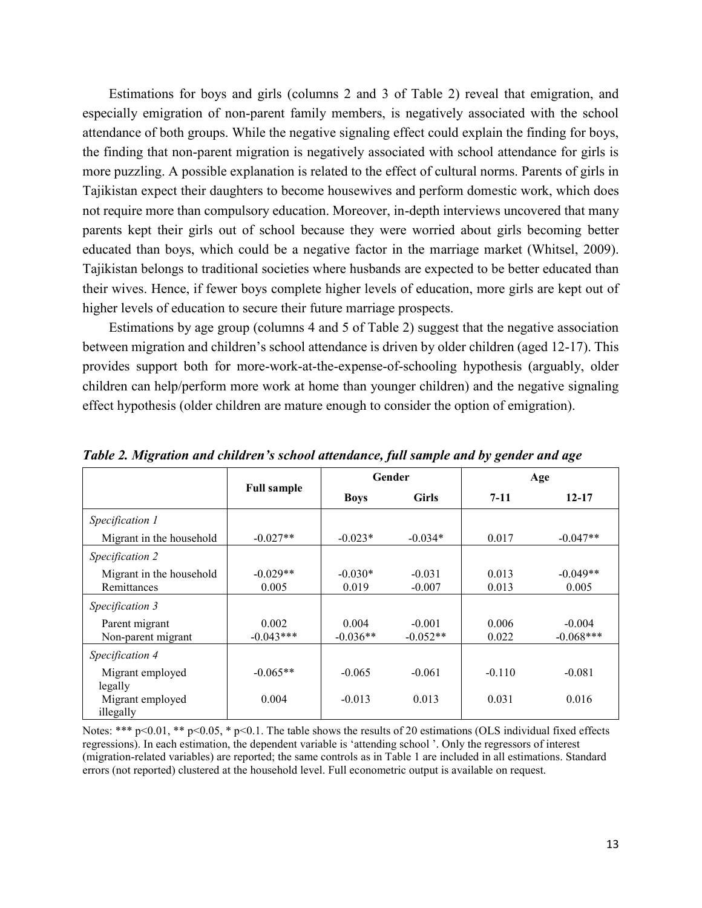Estimations for boys and girls (columns 2 and 3 of Table 2) reveal that emigration, and especially emigration of non-parent family members, is negatively associated with the school attendance of both groups. While the negative signaling effect could explain the finding for boys, the finding that non-parent migration is negatively associated with school attendance for girls is more puzzling. A possible explanation is related to the effect of cultural norms. Parents of girls in Tajikistan expect their daughters to become housewives and perform domestic work, which does not require more than compulsory education. Moreover, in-depth interviews uncovered that many parents kept their girls out of school because they were worried about girls becoming better educated than boys, which could be a negative factor in the marriage market (Whitsel, 2009). Tajikistan belongs to traditional societies where husbands are expected to be better educated than their wives. Hence, if fewer boys complete higher levels of education, more girls are kept out of higher levels of education to secure their future marriage prospects.

Estimations by age group (columns 4 and 5 of Table 2) suggest that the negative association between migration and children's school attendance is driven by older children (aged 12-17). This provides support both for more-work-at-the-expense-of-schooling hypothesis (arguably, older children can help/perform more work at home than younger children) and the negative signaling effect hypothesis (older children are mature enough to consider the option of emigration).

***Table 2. Migration and children's school attendance, full sample and by gender and age***

| | Full sample | Gender | | Age | |
|---|---|---|---|---|---|
| | | **Boys** | **Girls** | **7-11** | **12-17** |
| *Specification 1* | | | | | |
| Migrant in the household | -0.027** | -0.023* | -0.034* | 0.017 | -0.047** |
| *Specification 2* | | | | | |
| Migrant in the household | -0.029** | -0.030* | -0.031 | 0.013 | -0.049** |
| Remittances | 0.005 | 0.019 | -0.007 | 0.013 | 0.005 |
| *Specification 3* | | | | | |
| Parent migrant | 0.002 | 0.004 | -0.001 | 0.006 | -0.004 |
| Non-parent migrant | -0.043*** | -0.036** | -0.052** | 0.022 | -0.068*** |
| *Specification 4* | | | | | |
| Migrant employed legally | -0.065** | -0.065 | -0.061 | -0.110 | -0.081 |
| Migrant employed illegally | 0.004 | -0.013 | 0.013 | 0.031 | 0.016 |

Notes: *** $p<0.01$, ** $p<0.05$, * $p<0.1$. The table shows the results of 20 estimations (OLS individual fixed effects regressions). In each estimation, the dependent variable is 'attending school '. Only the regressors of interest (migration-related variables) are reported; the same controls as in Table 1 are included in all estimations. Standard errors (not reported) clustered at the household level. Full econometric output is available on request.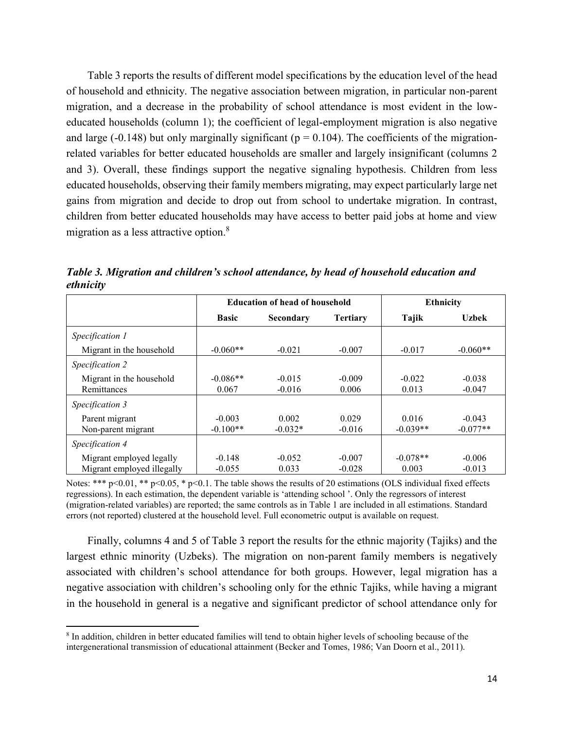Table 3 reports the results of different model specifications by the education level of the head of household and ethnicity. The negative association between migration, in particular non-parent migration, and a decrease in the probability of school attendance is most evident in the low-educated households (column 1); the coefficient of legal-employment migration is also negative and large (-0.148) but only marginally significant (p = 0.104). The coefficients of the migration-related variables for better educated households are smaller and largely insignificant (columns 2 and 3). Overall, these findings support the negative signaling hypothesis. Children from less educated households, observing their family members migrating, may expect particularly large net gains from migration and decide to drop out from school to undertake migration. In contrast, children from better educated households may have access to better paid jobs at home and view migration as a less attractive option.[8]

***Table 3. Migration and children's school attendance, by head of household education and ethnicity***

| | Education of head of household | | | Ethnicity | |
|---|---|---|---|---|---|
| | **Basic** | **Secondary** | **Tertiary** | **Tajik** | **Uzbek** |
| *Specification 1* | | | | | |
| Migrant in the household | -0.060** | -0.021 | -0.007 | -0.017 | -0.060** |
| *Specification 2* | | | | | |
| Migrant in the household | -0.086** | -0.015 | -0.009 | -0.022 | -0.038 |
| Remittances | 0.067 | -0.016 | 0.006 | 0.013 | -0.047 |
| *Specification 3* | | | | | |
| Parent migrant | -0.003 | 0.002 | 0.029 | 0.016 | -0.043 |
| Non-parent migrant | -0.100** | -0.032* | -0.016 | -0.039** | -0.077** |
| *Specification 4* | | | | | |
| Migrant employed legally | -0.148 | -0.052 | -0.007 | -0.078** | -0.006 |
| Migrant employed illegally | -0.055 | 0.033 | -0.028 | 0.003 | -0.013 |

Notes: *** p<0.01, ** p<0.05, * p<0.1. The table shows the results of 20 estimations (OLS individual fixed effects regressions). In each estimation, the dependent variable is 'attending school '. Only the regressors of interest (migration-related variables) are reported; the same controls as in Table 1 are included in all estimations. Standard errors (not reported) clustered at the household level. Full econometric output is available on request.

Finally, columns 4 and 5 of Table 3 report the results for the ethnic majority (Tajiks) and the largest ethnic minority (Uzbeks). The migration on non-parent family members is negatively associated with children's school attendance for both groups. However, legal migration has a negative association with children's schooling only for the ethnic Tajiks, while having a migrant in the household in general is a negative and significant predictor of school attendance only for

[8] In addition, children in better educated families will tend to obtain higher levels of schooling because of the intergenerational transmission of educational attainment (Becker and Tomes, 1986; Van Doorn et al., 2011).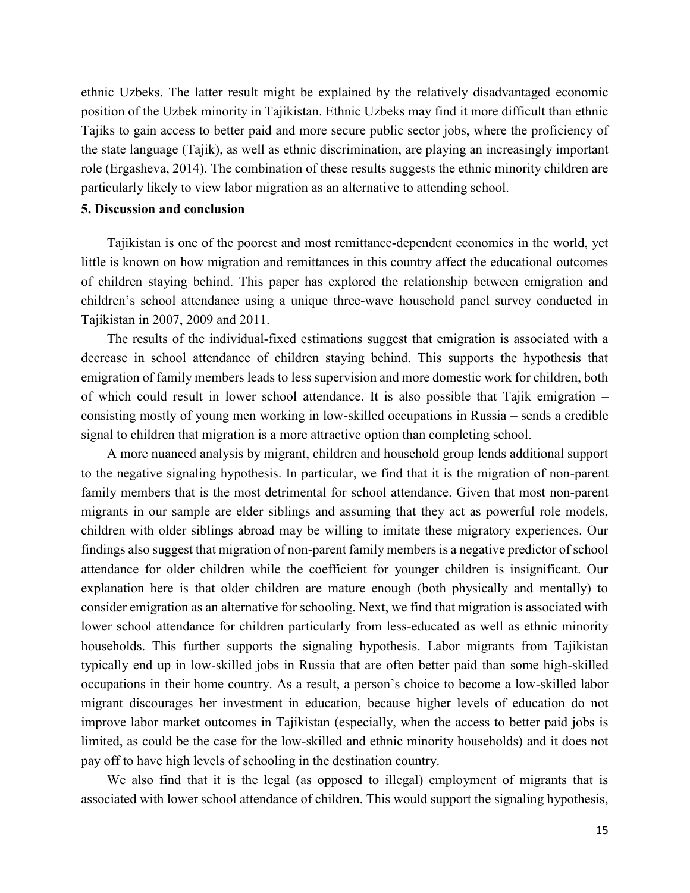ethnic Uzbeks. The latter result might be explained by the relatively disadvantaged economic position of the Uzbek minority in Tajikistan. Ethnic Uzbeks may find it more difficult than ethnic Tajiks to gain access to better paid and more secure public sector jobs, where the proficiency of the state language (Tajik), as well as ethnic discrimination, are playing an increasingly important role (Ergasheva, 2014). The combination of these results suggests the ethnic minority children are particularly likely to view labor migration as an alternative to attending school.

## 5. Discussion and conclusion

Tajikistan is one of the poorest and most remittance-dependent economies in the world, yet little is known on how migration and remittances in this country affect the educational outcomes of children staying behind. This paper has explored the relationship between emigration and children's school attendance using a unique three-wave household panel survey conducted in Tajikistan in 2007, 2009 and 2011.

The results of the individual-fixed estimations suggest that emigration is associated with a decrease in school attendance of children staying behind. This supports the hypothesis that emigration of family members leads to less supervision and more domestic work for children, both of which could result in lower school attendance. It is also possible that Tajik emigration – consisting mostly of young men working in low-skilled occupations in Russia – sends a credible signal to children that migration is a more attractive option than completing school.

A more nuanced analysis by migrant, children and household group lends additional support to the negative signaling hypothesis. In particular, we find that it is the migration of non-parent family members that is the most detrimental for school attendance. Given that most non-parent migrants in our sample are elder siblings and assuming that they act as powerful role models, children with older siblings abroad may be willing to imitate these migratory experiences. Our findings also suggest that migration of non-parent family members is a negative predictor of school attendance for older children while the coefficient for younger children is insignificant. Our explanation here is that older children are mature enough (both physically and mentally) to consider emigration as an alternative for schooling. Next, we find that migration is associated with lower school attendance for children particularly from less-educated as well as ethnic minority households. This further supports the signaling hypothesis. Labor migrants from Tajikistan typically end up in low-skilled jobs in Russia that are often better paid than some high-skilled occupations in their home country. As a result, a person's choice to become a low-skilled labor migrant discourages her investment in education, because higher levels of education do not improve labor market outcomes in Tajikistan (especially, when the access to better paid jobs is limited, as could be the case for the low-skilled and ethnic minority households) and it does not pay off to have high levels of schooling in the destination country.

We also find that it is the legal (as opposed to illegal) employment of migrants that is associated with lower school attendance of children. This would support the signaling hypothesis,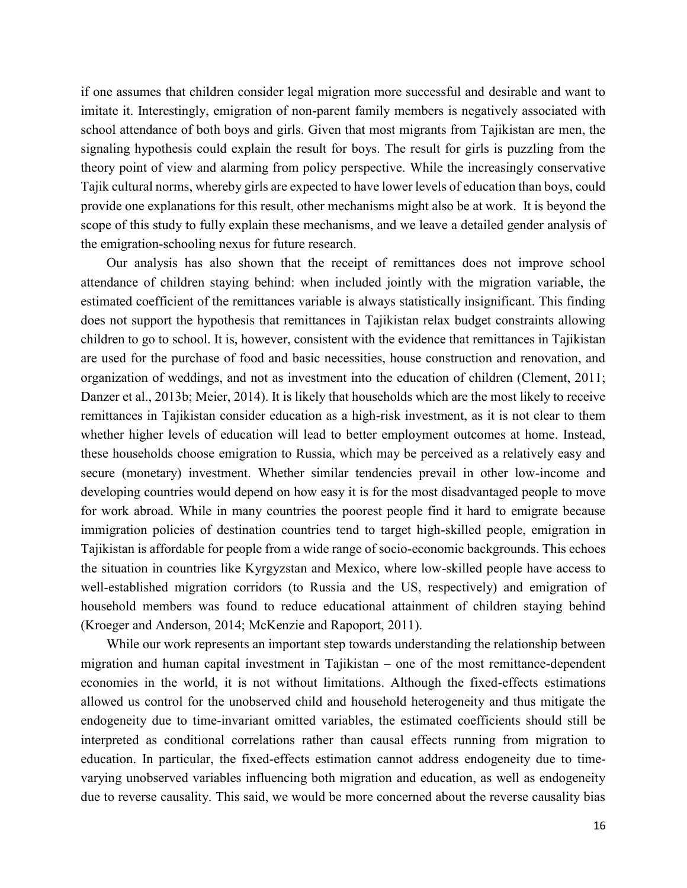if one assumes that children consider legal migration more successful and desirable and want to imitate it. Interestingly, emigration of non-parent family members is negatively associated with school attendance of both boys and girls. Given that most migrants from Tajikistan are men, the signaling hypothesis could explain the result for boys. The result for girls is puzzling from the theory point of view and alarming from policy perspective. While the increasingly conservative Tajik cultural norms, whereby girls are expected to have lower levels of education than boys, could provide one explanations for this result, other mechanisms might also be at work. It is beyond the scope of this study to fully explain these mechanisms, and we leave a detailed gender analysis of the emigration-schooling nexus for future research.

Our analysis has also shown that the receipt of remittances does not improve school attendance of children staying behind: when included jointly with the migration variable, the estimated coefficient of the remittances variable is always statistically insignificant. This finding does not support the hypothesis that remittances in Tajikistan relax budget constraints allowing children to go to school. It is, however, consistent with the evidence that remittances in Tajikistan are used for the purchase of food and basic necessities, house construction and renovation, and organization of weddings, and not as investment into the education of children (Clement, 2011; Danzer et al., 2013b; Meier, 2014). It is likely that households which are the most likely to receive remittances in Tajikistan consider education as a high-risk investment, as it is not clear to them whether higher levels of education will lead to better employment outcomes at home. Instead, these households choose emigration to Russia, which may be perceived as a relatively easy and secure (monetary) investment. Whether similar tendencies prevail in other low-income and developing countries would depend on how easy it is for the most disadvantaged people to move for work abroad. While in many countries the poorest people find it hard to emigrate because immigration policies of destination countries tend to target high-skilled people, emigration in Tajikistan is affordable for people from a wide range of socio-economic backgrounds. This echoes the situation in countries like Kyrgyzstan and Mexico, where low-skilled people have access to well-established migration corridors (to Russia and the US, respectively) and emigration of household members was found to reduce educational attainment of children staying behind (Kroeger and Anderson, 2014; McKenzie and Rapoport, 2011).

While our work represents an important step towards understanding the relationship between migration and human capital investment in Tajikistan – one of the most remittance-dependent economies in the world, it is not without limitations. Although the fixed-effects estimations allowed us control for the unobserved child and household heterogeneity and thus mitigate the endogeneity due to time-invariant omitted variables, the estimated coefficients should still be interpreted as conditional correlations rather than causal effects running from migration to education. In particular, the fixed-effects estimation cannot address endogeneity due to time-varying unobserved variables influencing both migration and education, as well as endogeneity due to reverse causality. This said, we would be more concerned about the reverse causality bias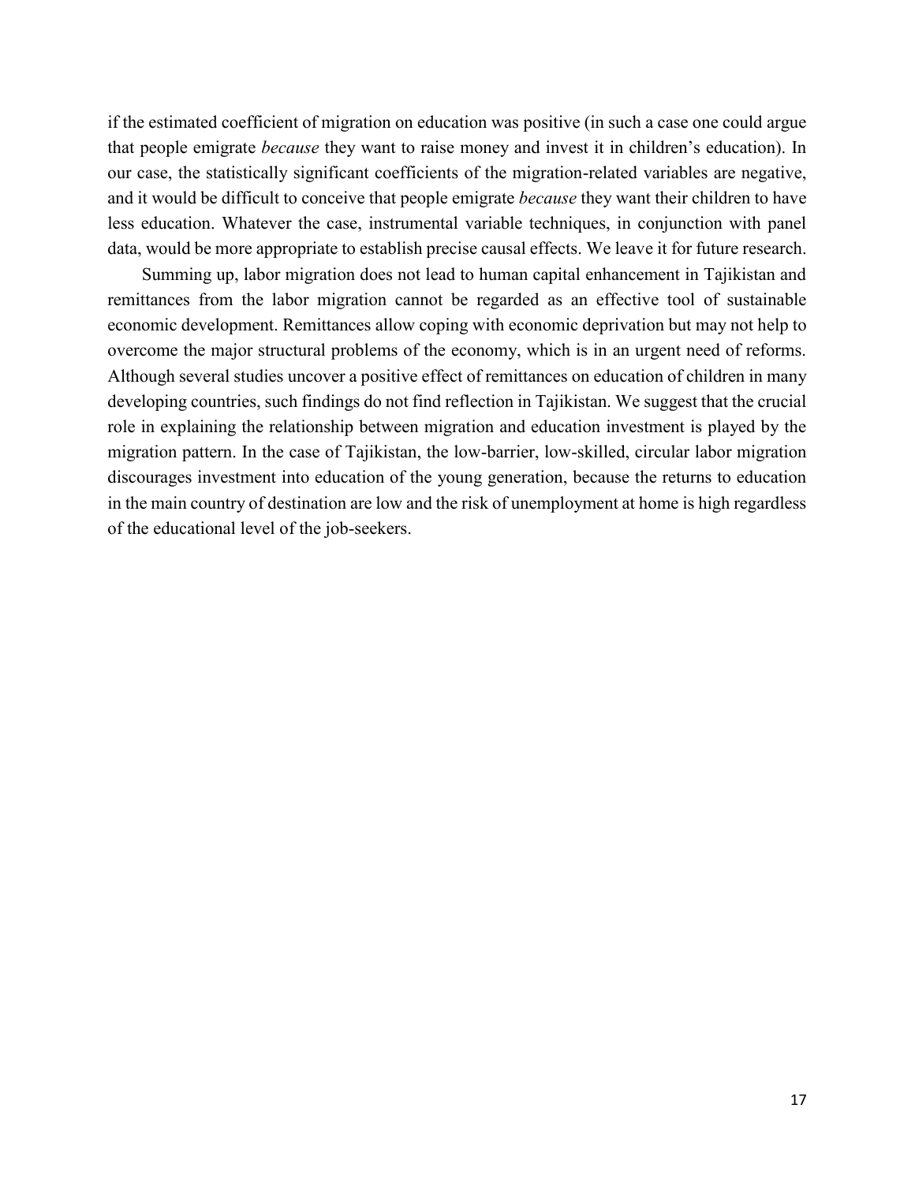if the estimated coefficient of migration on education was positive (in such a case one could argue that people emigrate *because* they want to raise money and invest it in children's education). In our case, the statistically significant coefficients of the migration-related variables are negative, and it would be difficult to conceive that people emigrate *because* they want their children to have less education. Whatever the case, instrumental variable techniques, in conjunction with panel data, would be more appropriate to establish precise causal effects. We leave it for future research.

Summing up, labor migration does not lead to human capital enhancement in Tajikistan and remittances from the labor migration cannot be regarded as an effective tool of sustainable economic development. Remittances allow coping with economic deprivation but may not help to overcome the major structural problems of the economy, which is in an urgent need of reforms. Although several studies uncover a positive effect of remittances on education of children in many developing countries, such findings do not find reflection in Tajikistan. We suggest that the crucial role in explaining the relationship between migration and education investment is played by the migration pattern. In the case of Tajikistan, the low-barrier, low-skilled, circular labor migration discourages investment into education of the young generation, because the returns to education in the main country of destination are low and the risk of unemployment at home is high regardless of the educational level of the job-seekers.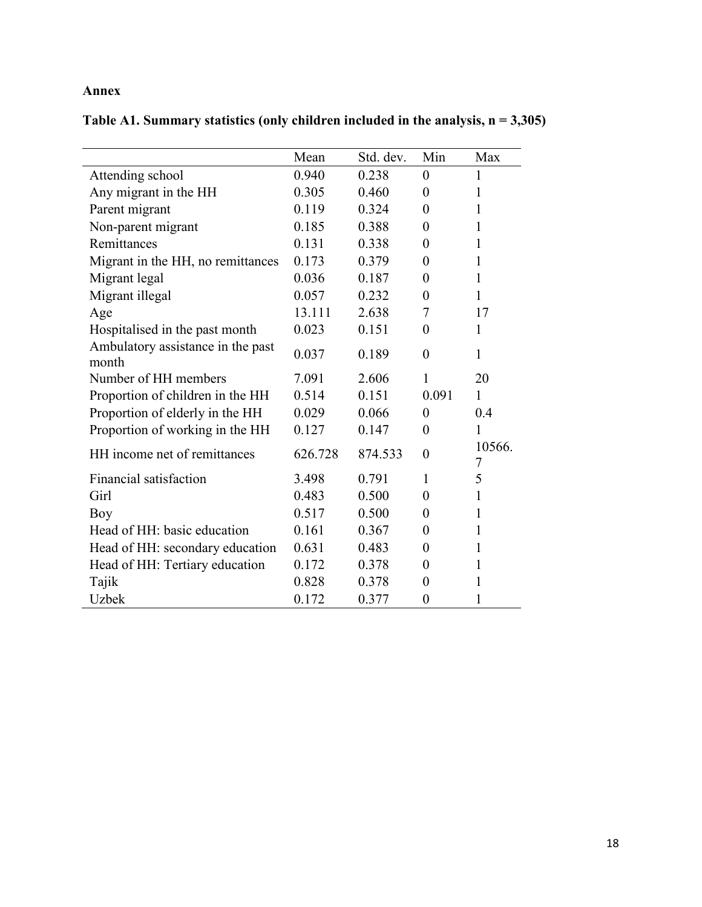**Annex**

**Table A1. Summary statistics (only children included in the analysis, n = 3,305)**

| | Mean | Std. dev. | Min | Max |
|---|---|---|---|---|
| Attending school | 0.940 | 0.238 | 0 | 1 |
| Any migrant in the HH | 0.305 | 0.460 | 0 | 1 |
| Parent migrant | 0.119 | 0.324 | 0 | 1 |
| Non-parent migrant | 0.185 | 0.388 | 0 | 1 |
| Remittances | 0.131 | 0.338 | 0 | 1 |
| Migrant in the HH, no remittances | 0.173 | 0.379 | 0 | 1 |
| Migrant legal | 0.036 | 0.187 | 0 | 1 |
| Migrant illegal | 0.057 | 0.232 | 0 | 1 |
| Age | 13.111 | 2.638 | 7 | 17 |
| Hospitalised in the past month | 0.023 | 0.151 | 0 | 1 |
| Ambulatory assistance in the past month | 0.037 | 0.189 | 0 | 1 |
| Number of HH members | 7.091 | 2.606 | 1 | 20 |
| Proportion of children in the HH | 0.514 | 0.151 | 0.091 | 1 |
| Proportion of elderly in the HH | 0.029 | 0.066 | 0 | 0.4 |
| Proportion of working in the HH | 0.127 | 0.147 | 0 | 1 |
| HH income net of remittances | 626.728 | 874.533 | 0 | 10566.7 |
| Financial satisfaction | 3.498 | 0.791 | 1 | 5 |
| Girl | 0.483 | 0.500 | 0 | 1 |
| Boy | 0.517 | 0.500 | 0 | 1 |
| Head of HH: basic education | 0.161 | 0.367 | 0 | 1 |
| Head of HH: secondary education | 0.631 | 0.483 | 0 | 1 |
| Head of HH: Tertiary education | 0.172 | 0.378 | 0 | 1 |
| Tajik | 0.828 | 0.378 | 0 | 1 |
| Uzbek | 0.172 | 0.377 | 0 | 1 |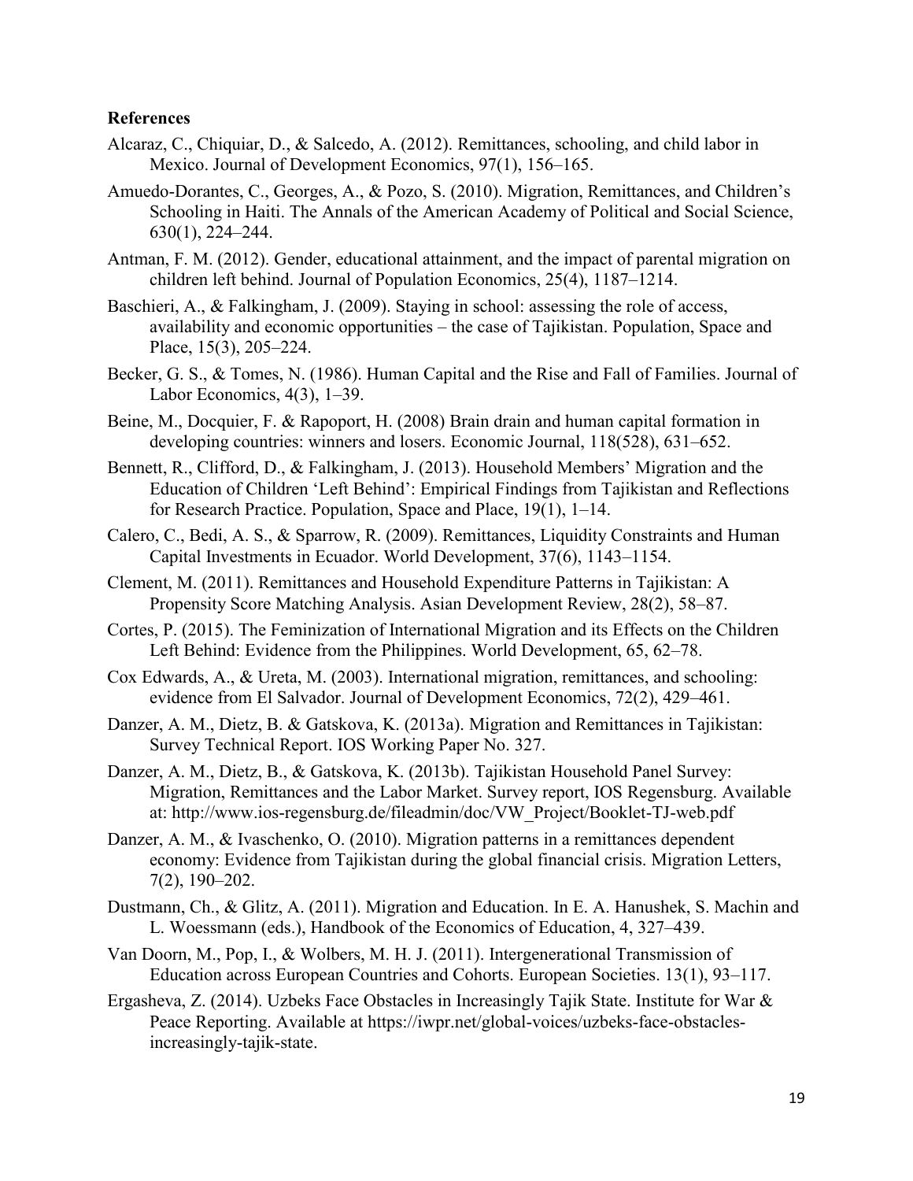**References**

Alcaraz, C., Chiquiar, D., & Salcedo, A. (2012). Remittances, schooling, and child labor in Mexico. Journal of Development Economics, 97(1), 156–165.

Amuedo-Dorantes, C., Georges, A., & Pozo, S. (2010). Migration, Remittances, and Children's Schooling in Haiti. The Annals of the American Academy of Political and Social Science, 630(1), 224–244.

Antman, F. M. (2012). Gender, educational attainment, and the impact of parental migration on children left behind. Journal of Population Economics, 25(4), 1187–1214.

Baschieri, A., & Falkingham, J. (2009). Staying in school: assessing the role of access, availability and economic opportunities – the case of Tajikistan. Population, Space and Place, 15(3), 205–224.

Becker, G. S., & Tomes, N. (1986). Human Capital and the Rise and Fall of Families. Journal of Labor Economics, 4(3), 1–39.

Beine, M., Docquier, F. & Rapoport, H. (2008) Brain drain and human capital formation in developing countries: winners and losers. Economic Journal, 118(528), 631–652.

Bennett, R., Clifford, D., & Falkingham, J. (2013). Household Members' Migration and the Education of Children 'Left Behind': Empirical Findings from Tajikistan and Reflections for Research Practice. Population, Space and Place, 19(1), 1–14.

Calero, C., Bedi, A. S., & Sparrow, R. (2009). Remittances, Liquidity Constraints and Human Capital Investments in Ecuador. World Development, 37(6), 1143–1154.

Clement, M. (2011). Remittances and Household Expenditure Patterns in Tajikistan: A Propensity Score Matching Analysis. Asian Development Review, 28(2), 58–87.

Cortes, P. (2015). The Feminization of International Migration and its Effects on the Children Left Behind: Evidence from the Philippines. World Development, 65, 62–78.

Cox Edwards, A., & Ureta, M. (2003). International migration, remittances, and schooling: evidence from El Salvador. Journal of Development Economics, 72(2), 429–461.

Danzer, A. M., Dietz, B. & Gatskova, K. (2013a). Migration and Remittances in Tajikistan: Survey Technical Report. IOS Working Paper No. 327.

Danzer, A. M., Dietz, B., & Gatskova, K. (2013b). Tajikistan Household Panel Survey: Migration, Remittances and the Labor Market. Survey report, IOS Regensburg. Available at: http://www.ios-regensburg.de/fileadmin/doc/VW_Project/Booklet-TJ-web.pdf

Danzer, A. M., & Ivaschenko, O. (2010). Migration patterns in a remittances dependent economy: Evidence from Tajikistan during the global financial crisis. Migration Letters, 7(2), 190–202.

Dustmann, Ch., & Glitz, A. (2011). Migration and Education. In E. A. Hanushek, S. Machin and L. Woessmann (eds.), Handbook of the Economics of Education, 4, 327–439.

Van Doorn, M., Pop, I., & Wolbers, M. H. J. (2011). Intergenerational Transmission of Education across European Countries and Cohorts. European Societies. 13(1), 93–117.

Ergasheva, Z. (2014). Uzbeks Face Obstacles in Increasingly Tajik State. Institute for War & Peace Reporting. Available at https://iwpr.net/global-voices/uzbeks-face-obstacles-increasingly-tajik-state.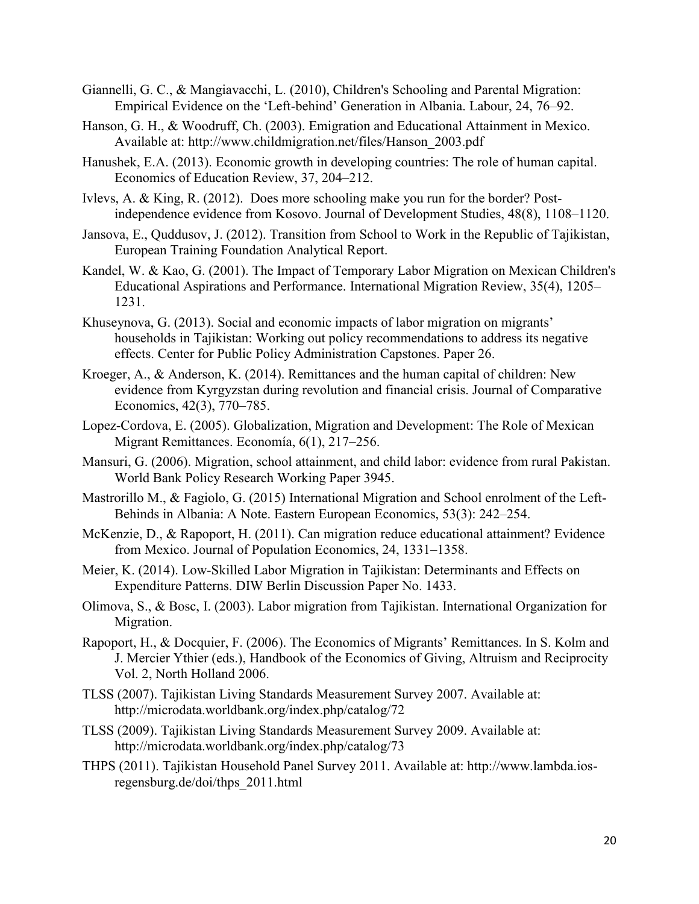Giannelli, G. C., & Mangiavacchi, L. (2010), Children's Schooling and Parental Migration: Empirical Evidence on the 'Left-behind' Generation in Albania. Labour, 24, 76–92.

Hanson, G. H., & Woodruff, Ch. (2003). Emigration and Educational Attainment in Mexico. Available at: http://www.childmigration.net/files/Hanson_2003.pdf

Hanushek, E.A. (2013). Economic growth in developing countries: The role of human capital. Economics of Education Review, 37, 204–212.

Ivlevs, A. & King, R. (2012). Does more schooling make you run for the border? Post-independence evidence from Kosovo. Journal of Development Studies, 48(8), 1108–1120.

Jansova, E., Quddusov, J. (2012). Transition from School to Work in the Republic of Tajikistan, European Training Foundation Analytical Report.

Kandel, W. & Kao, G. (2001). The Impact of Temporary Labor Migration on Mexican Children's Educational Aspirations and Performance. International Migration Review, 35(4), 1205–1231.

Khuseynova, G. (2013). Social and economic impacts of labor migration on migrants' households in Tajikistan: Working out policy recommendations to address its negative effects. Center for Public Policy Administration Capstones. Paper 26.

Kroeger, A., & Anderson, K. (2014). Remittances and the human capital of children: New evidence from Kyrgyzstan during revolution and financial crisis. Journal of Comparative Economics, 42(3), 770–785.

Lopez-Cordova, E. (2005). Globalization, Migration and Development: The Role of Mexican Migrant Remittances. Economía, 6(1), 217–256.

Mansuri, G. (2006). Migration, school attainment, and child labor: evidence from rural Pakistan. World Bank Policy Research Working Paper 3945.

Mastrorillo M., & Fagiolo, G. (2015) International Migration and School enrolment of the Left-Behinds in Albania: A Note. Eastern European Economics, 53(3): 242–254.

McKenzie, D., & Rapoport, H. (2011). Can migration reduce educational attainment? Evidence from Mexico. Journal of Population Economics, 24, 1331–1358.

Meier, K. (2014). Low-Skilled Labor Migration in Tajikistan: Determinants and Effects on Expenditure Patterns. DIW Berlin Discussion Paper No. 1433.

Olimova, S., & Bosc, I. (2003). Labor migration from Tajikistan. International Organization for Migration.

Rapoport, H., & Docquier, F. (2006). The Economics of Migrants' Remittances. In S. Kolm and J. Mercier Ythier (eds.), Handbook of the Economics of Giving, Altruism and Reciprocity Vol. 2, North Holland 2006.

TLSS (2007). Tajikistan Living Standards Measurement Survey 2007. Available at: http://microdata.worldbank.org/index.php/catalog/72

TLSS (2009). Tajikistan Living Standards Measurement Survey 2009. Available at: http://microdata.worldbank.org/index.php/catalog/73

THPS (2011). Tajikistan Household Panel Survey 2011. Available at: http://www.lambda.ios-regensburg.de/doi/thps_2011.html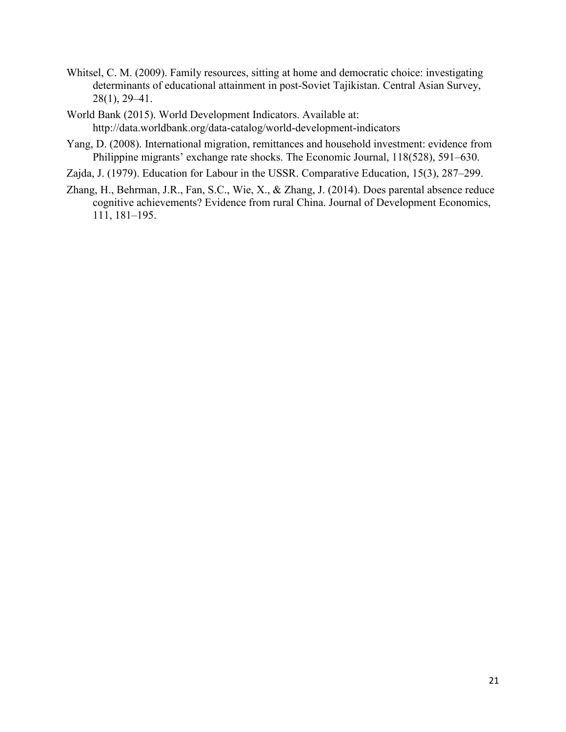Whitsel, C. M. (2009). Family resources, sitting at home and democratic choice: investigating determinants of educational attainment in post-Soviet Tajikistan. Central Asian Survey, 28(1), 29–41.

World Bank (2015). World Development Indicators. Available at: http://data.worldbank.org/data-catalog/world-development-indicators

Yang, D. (2008). International migration, remittances and household investment: evidence from Philippine migrants' exchange rate shocks. The Economic Journal, 118(528), 591–630.

Zajda, J. (1979). Education for Labour in the USSR. Comparative Education, 15(3), 287–299.

Zhang, H., Behrman, J.R., Fan, S.C., Wie, X., & Zhang, J. (2014). Does parental absence reduce cognitive achievements? Evidence from rural China. Journal of Development Economics, 111, 181–195.